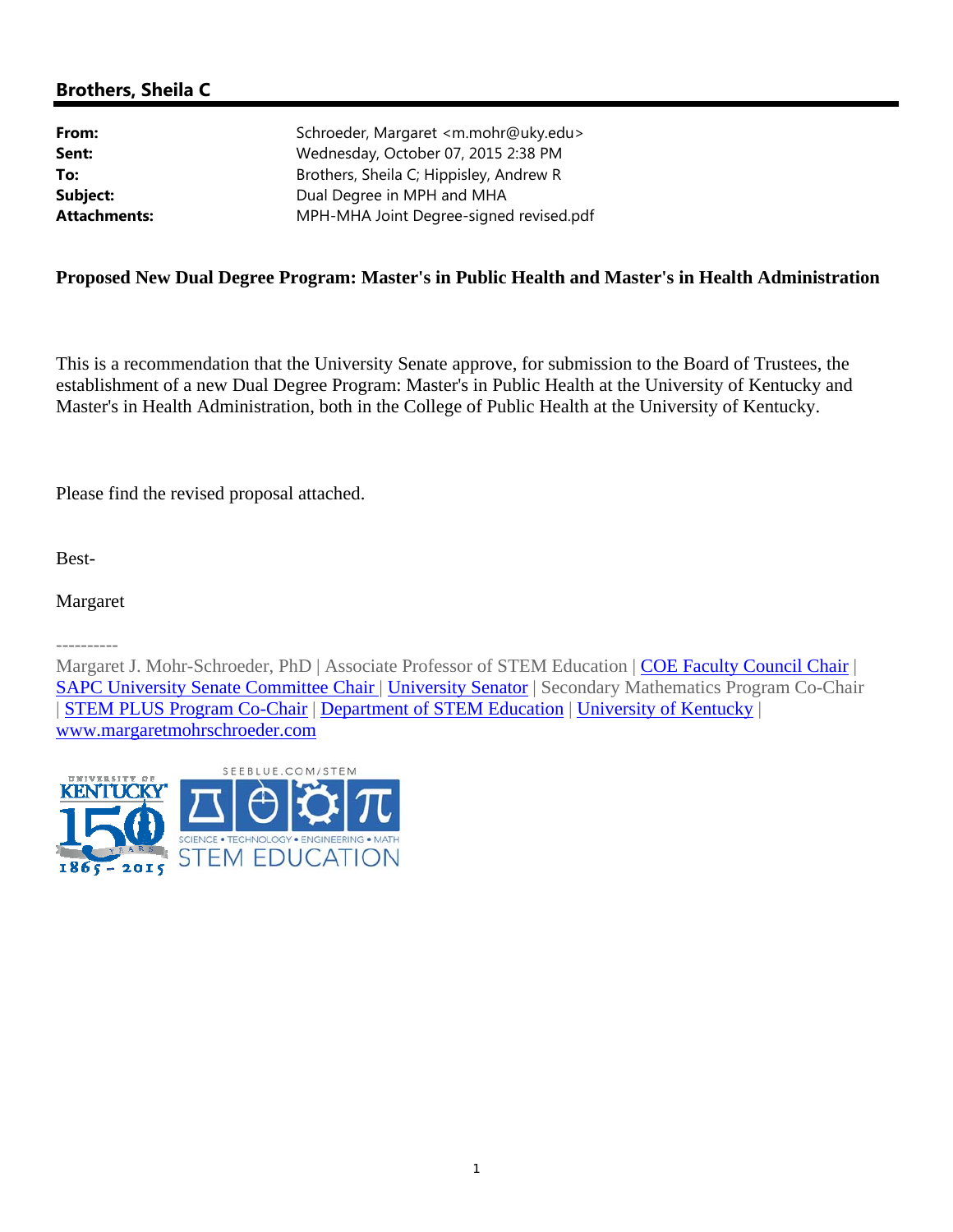## Brothers, Sheila C

| | |
|---|---|
| **From:** | Schroeder, Margaret <m.mohr@uky.edu> |
| **Sent:** | Wednesday, October 07, 2015 2:38 PM |
| **To:** | Brothers, Sheila C; Hippisley, Andrew R |
| **Subject:** | Dual Degree in MPH and MHA |
| **Attachments:** | MPH-MHA Joint Degree-signed revised.pdf |

**Proposed New Dual Degree Program: Master's in Public Health and Master's in Health Administration**

This is a recommendation that the University Senate approve, for submission to the Board of Trustees, the establishment of a new Dual Degree Program: Master's in Public Health at the University of Kentucky and Master's in Health Administration, both in the College of Public Health at the University of Kentucky.

Please find the revised proposal attached.

Best-

Margaret

----------

Margaret J. Mohr-Schroeder, PhD | Associate Professor of STEM Education | COE Faculty Council Chair | SAPC University Senate Committee Chair | University Senator | Secondary Mathematics Program Co-Chair | STEM PLUS Program Co-Chair | Department of STEM Education | University of Kentucky | www.margaretmohrschroeder.com

UNIVERSITY OF KENTUCKY 150 YEARS 1865 - 2015

SEEBLUE.COM/STEM
SCIENCE • TECHNOLOGY • ENGINEERING • MATH
STEM EDUCATION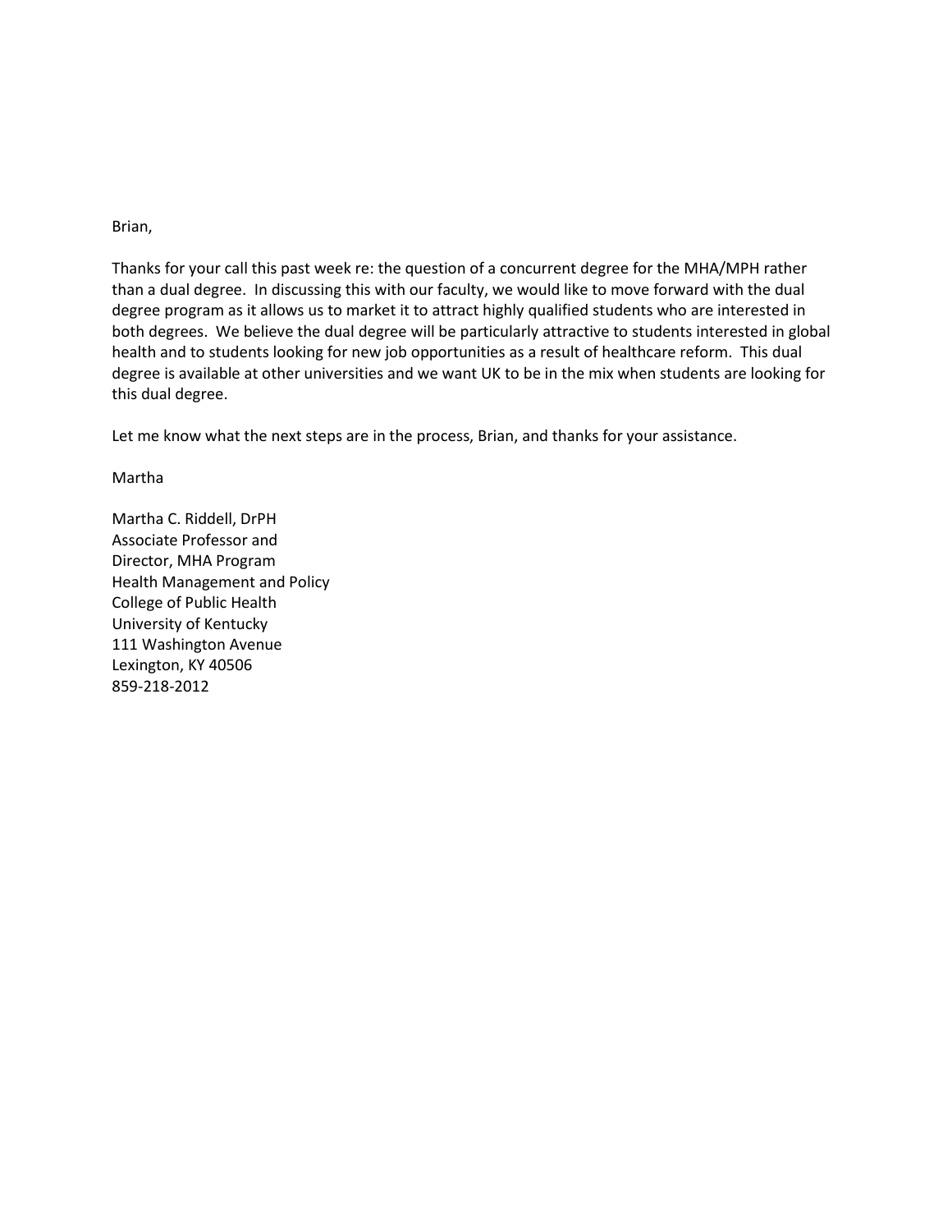Brian,

Thanks for your call this past week re: the question of a concurrent degree for the MHA/MPH rather than a dual degree. In discussing this with our faculty, we would like to move forward with the dual degree program as it allows us to market it to attract highly qualified students who are interested in both degrees. We believe the dual degree will be particularly attractive to students interested in global health and to students looking for new job opportunities as a result of healthcare reform. This dual degree is available at other universities and we want UK to be in the mix when students are looking for this dual degree.

Let me know what the next steps are in the process, Brian, and thanks for your assistance.

Martha

Martha C. Riddell, DrPH  
Associate Professor and  
Director, MHA Program  
Health Management and Policy  
College of Public Health  
University of Kentucky  
111 Washington Avenue  
Lexington, KY 40506  
859-218-2012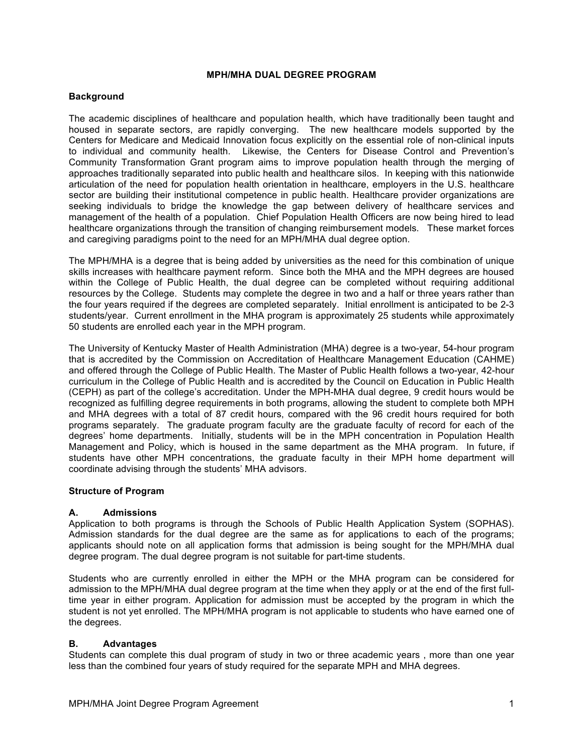**MPH/MHA DUAL DEGREE PROGRAM**

**Background**

The academic disciplines of healthcare and population health, which have traditionally been taught and housed in separate sectors, are rapidly converging. The new healthcare models supported by the Centers for Medicare and Medicaid Innovation focus explicitly on the essential role of non-clinical inputs to individual and community health. Likewise, the Centers for Disease Control and Prevention's Community Transformation Grant program aims to improve population health through the merging of approaches traditionally separated into public health and healthcare silos. In keeping with this nationwide articulation of the need for population health orientation in healthcare, employers in the U.S. healthcare sector are building their institutional competence in public health. Healthcare provider organizations are seeking individuals to bridge the knowledge the gap between delivery of healthcare services and management of the health of a population. Chief Population Health Officers are now being hired to lead healthcare organizations through the transition of changing reimbursement models. These market forces and caregiving paradigms point to the need for an MPH/MHA dual degree option.

The MPH/MHA is a degree that is being added by universities as the need for this combination of unique skills increases with healthcare payment reform. Since both the MHA and the MPH degrees are housed within the College of Public Health, the dual degree can be completed without requiring additional resources by the College. Students may complete the degree in two and a half or three years rather than the four years required if the degrees are completed separately. Initial enrollment is anticipated to be 2-3 students/year. Current enrollment in the MHA program is approximately 25 students while approximately 50 students are enrolled each year in the MPH program.

The University of Kentucky Master of Health Administration (MHA) degree is a two-year, 54-hour program that is accredited by the Commission on Accreditation of Healthcare Management Education (CAHME) and offered through the College of Public Health. The Master of Public Health follows a two-year, 42-hour curriculum in the College of Public Health and is accredited by the Council on Education in Public Health (CEPH) as part of the college's accreditation. Under the MPH-MHA dual degree, 9 credit hours would be recognized as fulfilling degree requirements in both programs, allowing the student to complete both MPH and MHA degrees with a total of 87 credit hours, compared with the 96 credit hours required for both programs separately. The graduate program faculty are the graduate faculty of record for each of the degrees' home departments. Initially, students will be in the MPH concentration in Population Health Management and Policy, which is housed in the same department as the MHA program. In future, if students have other MPH concentrations, the graduate faculty in their MPH home department will coordinate advising through the students' MHA advisors.

**Structure of Program**

**A. Admissions**

Application to both programs is through the Schools of Public Health Application System (SOPHAS). Admission standards for the dual degree are the same as for applications to each of the programs; applicants should note on all application forms that admission is being sought for the MPH/MHA dual degree program. The dual degree program is not suitable for part-time students.

Students who are currently enrolled in either the MPH or the MHA program can be considered for admission to the MPH/MHA dual degree program at the time when they apply or at the end of the first full-time year in either program. Application for admission must be accepted by the program in which the student is not yet enrolled. The MPH/MHA program is not applicable to students who have earned one of the degrees.

**B. Advantages**

Students can complete this dual program of study in two or three academic years , more than one year less than the combined four years of study required for the separate MPH and MHA degrees.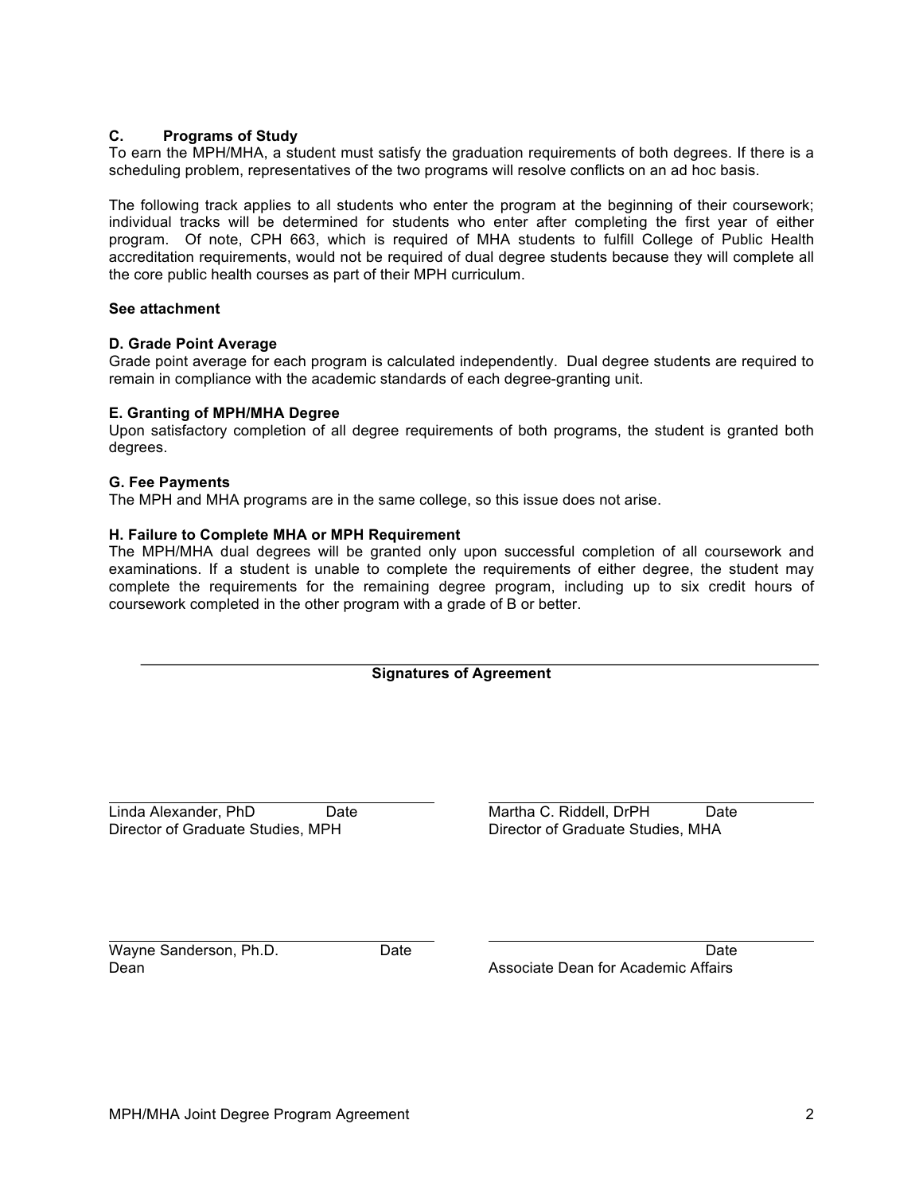### C. Programs of Study

To earn the MPH/MHA, a student must satisfy the graduation requirements of both degrees. If there is a scheduling problem, representatives of the two programs will resolve conflicts on an ad hoc basis.

The following track applies to all students who enter the program at the beginning of their coursework; individual tracks will be determined for students who enter after completing the first year of either program. Of note, CPH 663, which is required of MHA students to fulfill College of Public Health accreditation requirements, would not be required of dual degree students because they will complete all the core public health courses as part of their MPH curriculum.

**See attachment**

### D. Grade Point Average

Grade point average for each program is calculated independently. Dual degree students are required to remain in compliance with the academic standards of each degree-granting unit.

### E. Granting of MPH/MHA Degree

Upon satisfactory completion of all degree requirements of both programs, the student is granted both degrees.

### G. Fee Payments

The MPH and MHA programs are in the same college, so this issue does not arise.

### H. Failure to Complete MHA or MPH Requirement

The MPH/MHA dual degrees will be granted only upon successful completion of all coursework and examinations. If a student is unable to complete the requirements of either degree, the student may complete the requirements for the remaining degree program, including up to six credit hours of coursework completed in the other program with a grade of B or better.

---

**Signatures of Agreement**

Linda Alexander, PhD — Date
Director of Graduate Studies, MPH

Martha C. Riddell, DrPH — Date
Director of Graduate Studies, MHA

Wayne Sanderson, Ph.D. — Date
Dean

Date
Associate Dean for Academic Affairs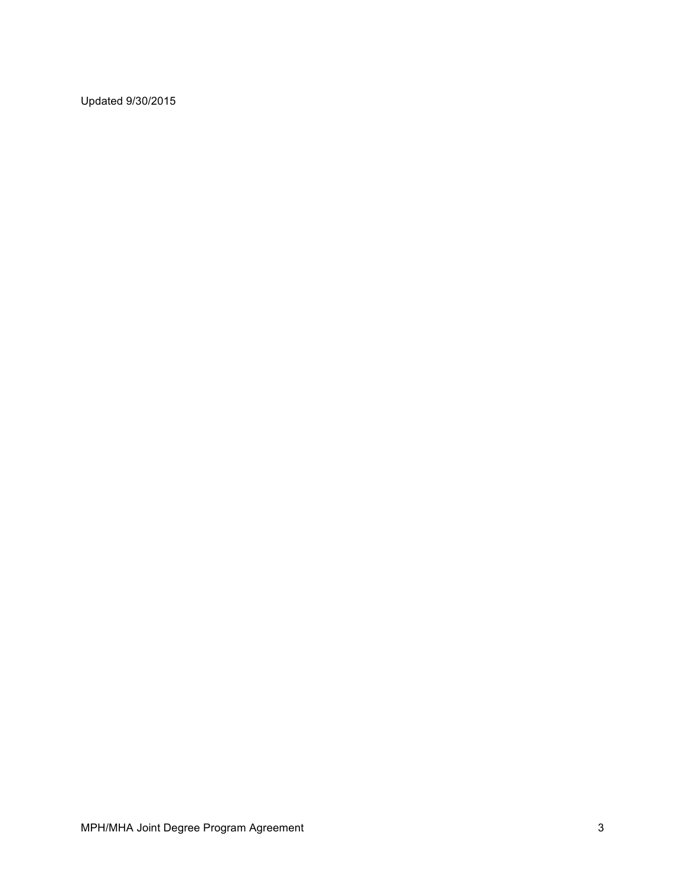Updated 9/30/2015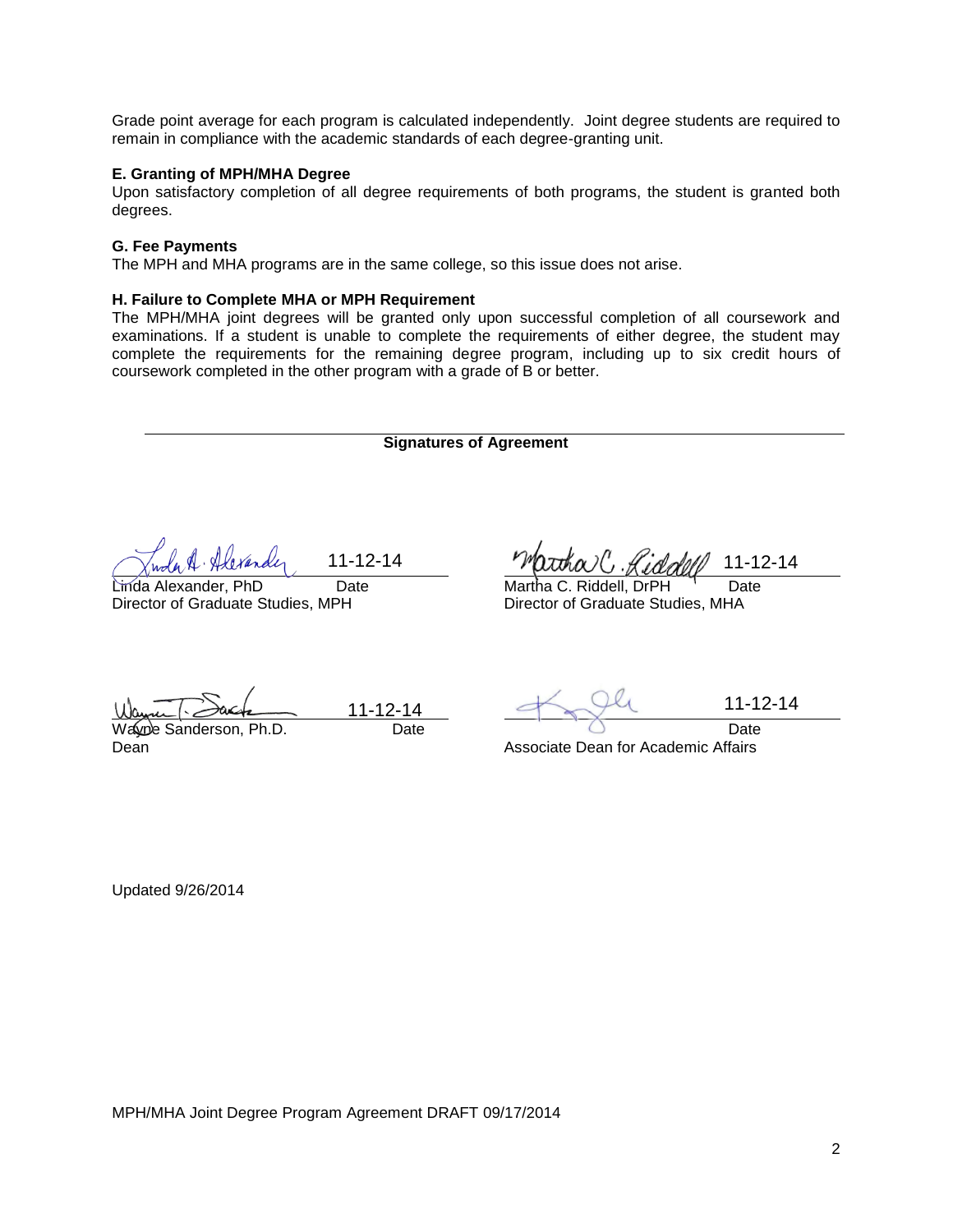Grade point average for each program is calculated independently. Joint degree students are required to remain in compliance with the academic standards of each degree-granting unit.

**E. Granting of MPH/MHA Degree**

Upon satisfactory completion of all degree requirements of both programs, the student is granted both degrees.

**G. Fee Payments**

The MPH and MHA programs are in the same college, so this issue does not arise.

**H. Failure to Complete MHA or MPH Requirement**

The MPH/MHA joint degrees will be granted only upon successful completion of all coursework and examinations. If a student is unable to complete the requirements of either degree, the student may complete the requirements for the remaining degree program, including up to six credit hours of coursework completed in the other program with a grade of B or better.

**Signatures of Agreement**

11-12-14

Linda Alexander, PhD — Date

Director of Graduate Studies, MPH

11-12-14

Martha C. Riddell, DrPH — Date

Director of Graduate Studies, MHA

11-12-14

Wayne Sanderson, Ph.D. — Date

Dean

11-12-14

Date

Associate Dean for Academic Affairs

Updated 9/26/2014

MPH/MHA Joint Degree Program Agreement DRAFT 09/17/2014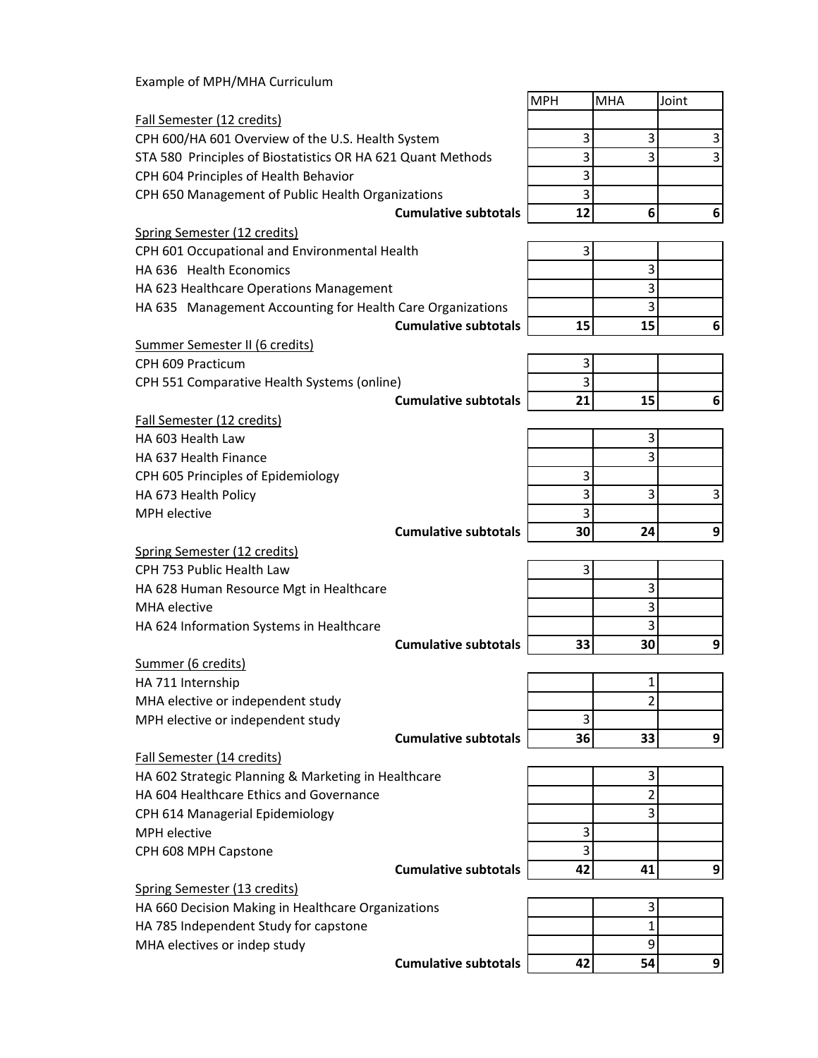Example of MPH/MHA Curriculum

| | MPH | MHA | Joint |
|---|---|---|---|
| Fall Semester (12 credits) | | | |
| CPH 600/HA 601 Overview of the U.S. Health System | 3 | 3 | 3 |
| STA 580 Principles of Biostatistics OR HA 621 Quant Methods | 3 | 3 | 3 |
| CPH 604 Principles of Health Behavior | 3 | | |
| CPH 650 Management of Public Health Organizations | 3 | | |
| **Cumulative subtotals** | **12** | **6** | **6** |
| Spring Semester (12 credits) | | | |
| CPH 601 Occupational and Environmental Health | 3 | | |
| HA 636 Health Economics | | 3 | |
| HA 623 Healthcare Operations Management | | 3 | |
| HA 635 Management Accounting for Health Care Organizations | | 3 | |
| **Cumulative subtotals** | **15** | **15** | **6** |
| Summer Semester II (6 credits) | | | |
| CPH 609 Practicum | 3 | | |
| CPH 551 Comparative Health Systems (online) | 3 | | |
| **Cumulative subtotals** | **21** | **15** | **6** |
| Fall Semester (12 credits) | | | |
| HA 603 Health Law | | 3 | |
| HA 637 Health Finance | | 3 | |
| CPH 605 Principles of Epidemiology | 3 | | |
| HA 673 Health Policy | 3 | 3 | 3 |
| MPH elective | 3 | | |
| **Cumulative subtotals** | **30** | **24** | **9** |
| Spring Semester (12 credits) | | | |
| CPH 753 Public Health Law | 3 | | |
| HA 628 Human Resource Mgt in Healthcare | | 3 | |
| MHA elective | | 3 | |
| HA 624 Information Systems in Healthcare | | 3 | |
| **Cumulative subtotals** | **33** | **30** | **9** |
| Summer (6 credits) | | | |
| HA 711 Internship | | 1 | |
| MHA elective or independent study | | 2 | |
| MPH elective or independent study | 3 | | |
| **Cumulative subtotals** | **36** | **33** | **9** |
| Fall Semester (14 credits) | | | |
| HA 602 Strategic Planning & Marketing in Healthcare | | 3 | |
| HA 604 Healthcare Ethics and Governance | | 2 | |
| CPH 614 Managerial Epidemiology | | 3 | |
| MPH elective | 3 | | |
| CPH 608 MPH Capstone | 3 | | |
| **Cumulative subtotals** | **42** | **41** | **9** |
| Spring Semester (13 credits) | | | |
| HA 660 Decision Making in Healthcare Organizations | | 3 | |
| HA 785 Independent Study for capstone | | 1 | |
| MHA electives or indep study | | 9 | |
| **Cumulative subtotals** | **42** | **54** | **9** |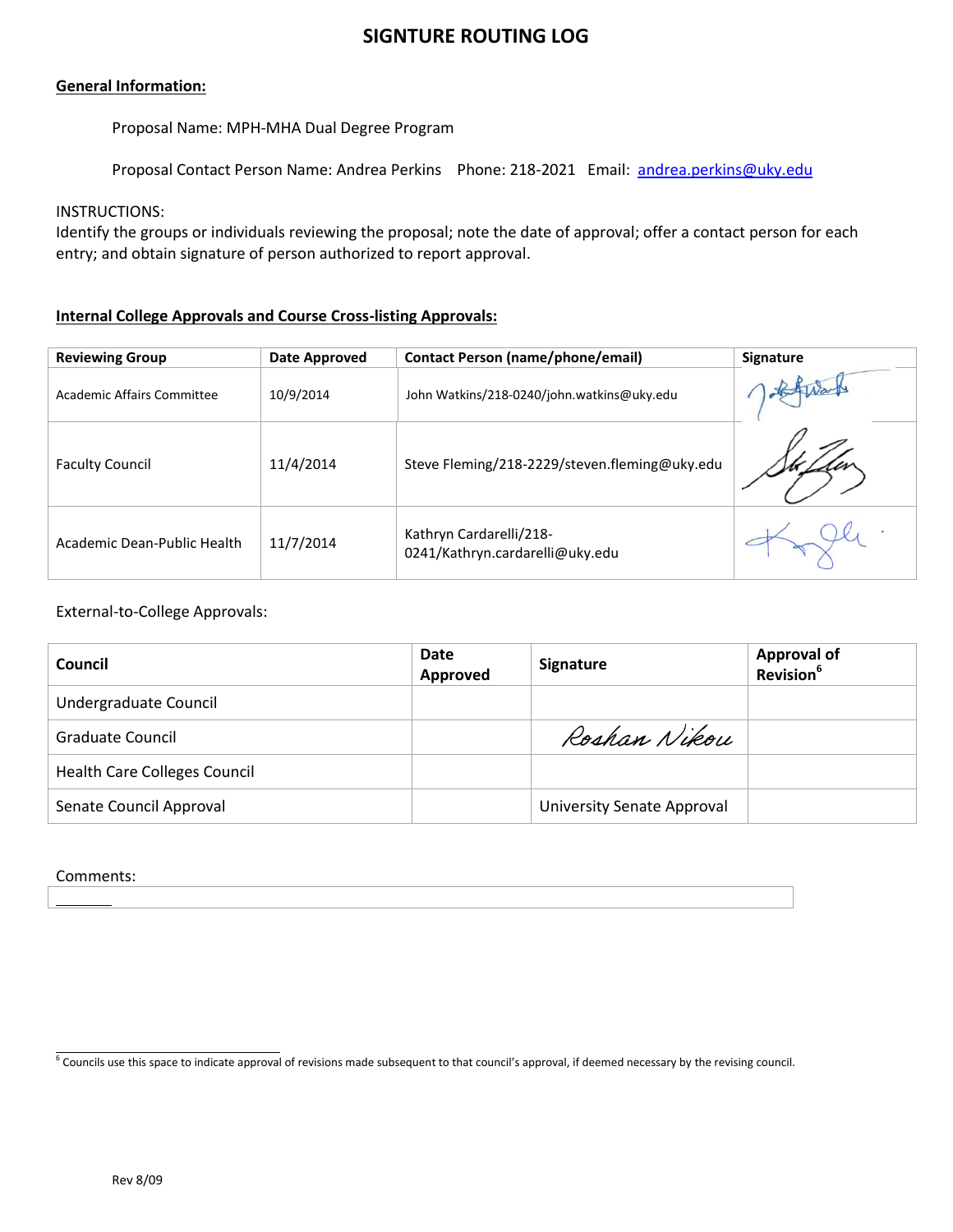# SIGNTURE ROUTING LOG

**General Information:**

Proposal Name: MPH-MHA Dual Degree Program

Proposal Contact Person Name: Andrea Perkins  Phone: 218-2021  Email: andrea.perkins@uky.edu

INSTRUCTIONS:
Identify the groups or individuals reviewing the proposal; note the date of approval; offer a contact person for each entry; and obtain signature of person authorized to report approval.

**Internal College Approvals and Course Cross-listing Approvals:**

| Reviewing Group | Date Approved | Contact Person (name/phone/email) | Signature |
|---|---|---|---|
| Academic Affairs Committee | 10/9/2014 | John Watkins/218-0240/john.watkins@uky.edu | [signature] |
| Faculty Council | 11/4/2014 | Steve Fleming/218-2229/steven.fleming@uky.edu | [signature] |
| Academic Dean-Public Health | 11/7/2014 | Kathryn Cardarelli/218-0241/Kathryn.cardarelli@uky.edu | [signature] |

External-to-College Approvals:

| Council | Date Approved | Signature | Approval of Revision[6] |
|---|---|---|---|
| Undergraduate Council | | | |
| Graduate Council | | Roshan Nikou | |
| Health Care Colleges Council | | | |
| Senate Council Approval | | University Senate Approval | |

Comments:

[6] Councils use this space to indicate approval of revisions made subsequent to that council's approval, if deemed necessary by the revising council.

Rev 8/09